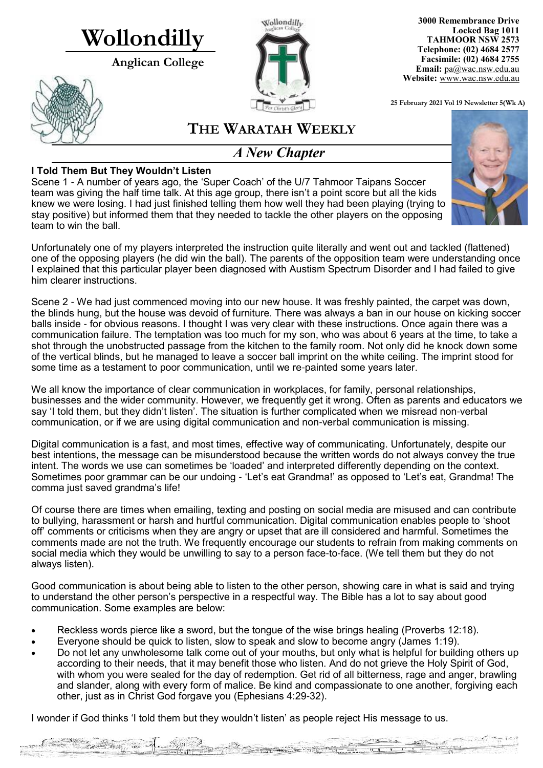# Wollondilly

**Anglican College**

**3000 Remembrance Drive**
**Locked Bag 1011**
**TAHMOOR NSW 2573**
**Telephone: (02) 4684 2577**
**Facsimile: (02) 4684 2755**
**Email:** pa@wac.nsw.edu.au
**Website:** www.wac.nsw.edu.au

**25 February 2021 Vol 19 Newsletter 5(Wk A)**

# THE WARATAH WEEKLY

## *A New Chapter*

### I Told Them But They Wouldn't Listen

Scene 1 - A number of years ago, the 'Super Coach' of the U/7 Tahmoor Taipans Soccer team was giving the half time talk. At this age group, there isn't a point score but all the kids knew we were losing. I had just finished telling them how well they had been playing (trying to stay positive) but informed them that they needed to tackle the other players on the opposing team to win the ball.

Unfortunately one of my players interpreted the instruction quite literally and went out and tackled (flattened) one of the opposing players (he did win the ball). The parents of the opposition team were understanding once I explained that this particular player been diagnosed with Austism Spectrum Disorder and I had failed to give him clearer instructions.

Scene 2 - We had just commenced moving into our new house. It was freshly painted, the carpet was down, the blinds hung, but the house was devoid of furniture. There was always a ban in our house on kicking soccer balls inside - for obvious reasons. I thought I was very clear with these instructions. Once again there was a communication failure. The temptation was too much for my son, who was about 6 years at the time, to take a shot through the unobstructed passage from the kitchen to the family room. Not only did he knock down some of the vertical blinds, but he managed to leave a soccer ball imprint on the white ceiling. The imprint stood for some time as a testament to poor communication, until we re-painted some years later.

We all know the importance of clear communication in workplaces, for family, personal relationships, businesses and the wider community. However, we frequently get it wrong. Often as parents and educators we say 'I told them, but they didn't listen'. The situation is further complicated when we misread non-verbal communication, or if we are using digital communication and non-verbal communication is missing.

Digital communication is a fast, and most times, effective way of communicating. Unfortunately, despite our best intentions, the message can be misunderstood because the written words do not always convey the true intent. The words we use can sometimes be 'loaded' and interpreted differently depending on the context. Sometimes poor grammar can be our undoing - 'Let's eat Grandma!' as opposed to 'Let's eat, Grandma! The comma just saved grandma's life!

Of course there are times when emailing, texting and posting on social media are misused and can contribute to bullying, harassment or harsh and hurtful communication. Digital communication enables people to 'shoot off' comments or criticisms when they are angry or upset that are ill considered and harmful. Sometimes the comments made are not the truth. We frequently encourage our students to refrain from making comments on social media which they would be unwilling to say to a person face-to-face. (We tell them but they do not always listen).

Good communication is about being able to listen to the other person, showing care in what is said and trying to understand the other person's perspective in a respectful way. The Bible has a lot to say about good communication. Some examples are below:

- Reckless words pierce like a sword, but the tongue of the wise brings healing (Proverbs 12:18).
- Everyone should be quick to listen, slow to speak and slow to become angry (James 1:19).
- Do not let any unwholesome talk come out of your mouths, but only what is helpful for building others up according to their needs, that it may benefit those who listen. And do not grieve the Holy Spirit of God, with whom you were sealed for the day of redemption. Get rid of all bitterness, rage and anger, brawling and slander, along with every form of malice. Be kind and compassionate to one another, forgiving each other, just as in Christ God forgave you (Ephesians 4:29-32).

I wonder if God thinks 'I told them but they wouldn't listen' as people reject His message to us.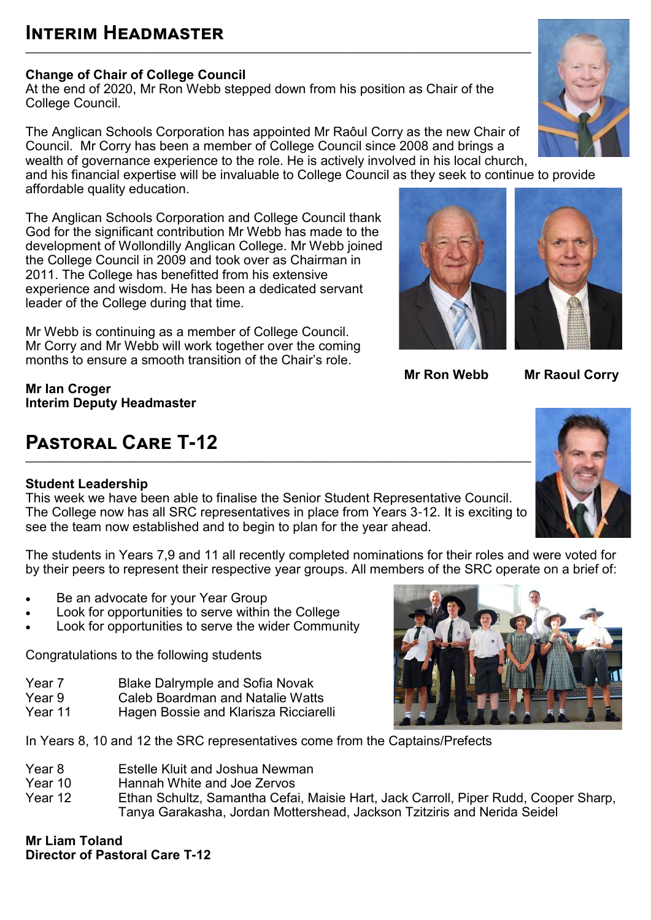## Interim Headmaster

**Change of Chair of College Council**

At the end of 2020, Mr Ron Webb stepped down from his position as Chair of the College Council.

The Anglican Schools Corporation has appointed Mr Raôul Corry as the new Chair of Council. Mr Corry has been a member of College Council since 2008 and brings a wealth of governance experience to the role. He is actively involved in his local church, and his financial expertise will be invaluable to College Council as they seek to continue to provide affordable quality education.

The Anglican Schools Corporation and College Council thank God for the significant contribution Mr Webb has made to the development of Wollondilly Anglican College. Mr Webb joined the College Council in 2009 and took over as Chairman in 2011. The College has benefitted from his extensive experience and wisdom. He has been a dedicated servant leader of the College during that time.

Mr Webb is continuing as a member of College Council. Mr Corry and Mr Webb will work together over the coming months to ensure a smooth transition of the Chair's role.

**Mr Ron Webb** **Mr Raoul Corry**

**Mr Ian Croger**
**Interim Deputy Headmaster**

## Pastoral Care T-12

**Student Leadership**

This week we have been able to finalise the Senior Student Representative Council. The College now has all SRC representatives in place from Years 3-12. It is exciting to see the team now established and to begin to plan for the year ahead.

The students in Years 7,9 and 11 all recently completed nominations for their roles and were voted for by their peers to represent their respective year groups. All members of the SRC operate on a brief of:

- Be an advocate for your Year Group
- Look for opportunities to serve within the College
- Look for opportunities to serve the wider Community

Congratulations to the following students

| | |
|---|---|
| Year 7 | Blake Dalrymple and Sofia Novak |
| Year 9 | Caleb Boardman and Natalie Watts |
| Year 11 | Hagen Bossie and Klarisza Ricciarelli |

In Years 8, 10 and 12 the SRC representatives come from the Captains/Prefects

| | |
|---|---|
| Year 8 | Estelle Kluit and Joshua Newman |
| Year 10 | Hannah White and Joe Zervos |
| Year 12 | Ethan Schultz, Samantha Cefai, Maisie Hart, Jack Carroll, Piper Rudd, Cooper Sharp, Tanya Garakasha, Jordan Mottershead, Jackson Tzitziris and Nerida Seidel |

**Mr Liam Toland**
**Director of Pastoral Care T-12**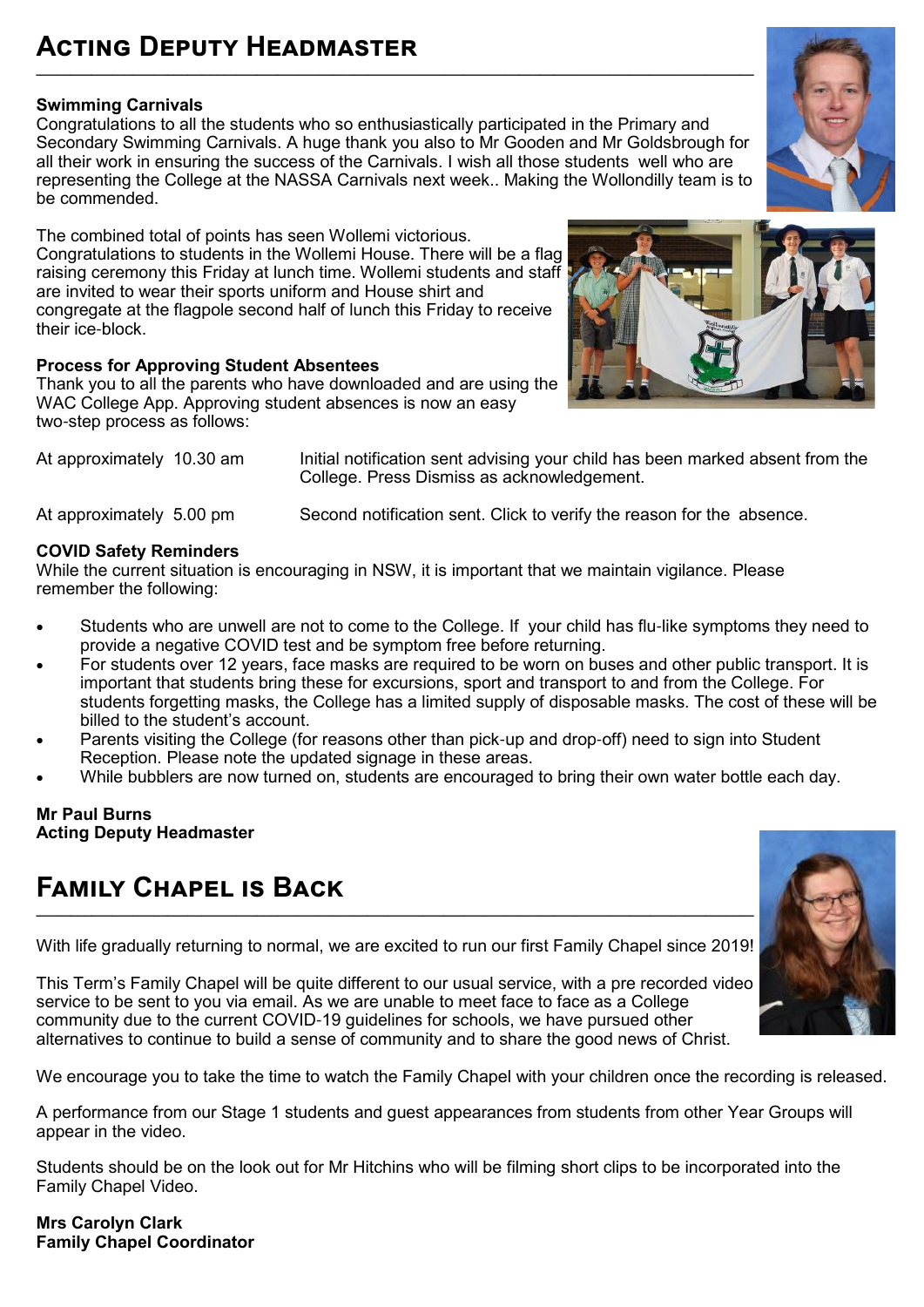# Acting Deputy Headmaster

**Swimming Carnivals**

Congratulations to all the students who so enthusiastically participated in the Primary and Secondary Swimming Carnivals. A huge thank you also to Mr Gooden and Mr Goldsbrough for all their work in ensuring the success of the Carnivals. I wish all those students well who are representing the College at the NASSA Carnivals next week.. Making the Wollondilly team is to be commended.

The combined total of points has seen Wollemi victorious. Congratulations to students in the Wollemi House. There will be a flag raising ceremony this Friday at lunch time. Wollemi students and staff are invited to wear their sports uniform and House shirt and congregate at the flagpole second half of lunch this Friday to receive their ice-block.

**Process for Approving Student Absentees**

Thank you to all the parents who have downloaded and are using the WAC College App. Approving student absences is now an easy two-step process as follows:

| | |
|---|---|
| At approximately 10.30 am | Initial notification sent advising your child has been marked absent from the College. Press Dismiss as acknowledgement. |
| At approximately 5.00 pm | Second notification sent. Click to verify the reason for the absence. |

**COVID Safety Reminders**

While the current situation is encouraging in NSW, it is important that we maintain vigilance. Please remember the following:

- Students who are unwell are not to come to the College. If your child has flu-like symptoms they need to provide a negative COVID test and be symptom free before returning.
- For students over 12 years, face masks are required to be worn on buses and other public transport. It is important that students bring these for excursions, sport and transport to and from the College. For students forgetting masks, the College has a limited supply of disposable masks. The cost of these will be billed to the student's account.
- Parents visiting the College (for reasons other than pick-up and drop-off) need to sign into Student Reception. Please note the updated signage in these areas.
- While bubblers are now turned on, students are encouraged to bring their own water bottle each day.

**Mr Paul Burns**
**Acting Deputy Headmaster**

# Family Chapel is Back

With life gradually returning to normal, we are excited to run our first Family Chapel since 2019!

This Term's Family Chapel will be quite different to our usual service, with a pre recorded video service to be sent to you via email. As we are unable to meet face to face as a College community due to the current COVID-19 guidelines for schools, we have pursued other alternatives to continue to build a sense of community and to share the good news of Christ.

We encourage you to take the time to watch the Family Chapel with your children once the recording is released.

A performance from our Stage 1 students and guest appearances from students from other Year Groups will appear in the video.

Students should be on the look out for Mr Hitchins who will be filming short clips to be incorporated into the Family Chapel Video.

**Mrs Carolyn Clark**
**Family Chapel Coordinator**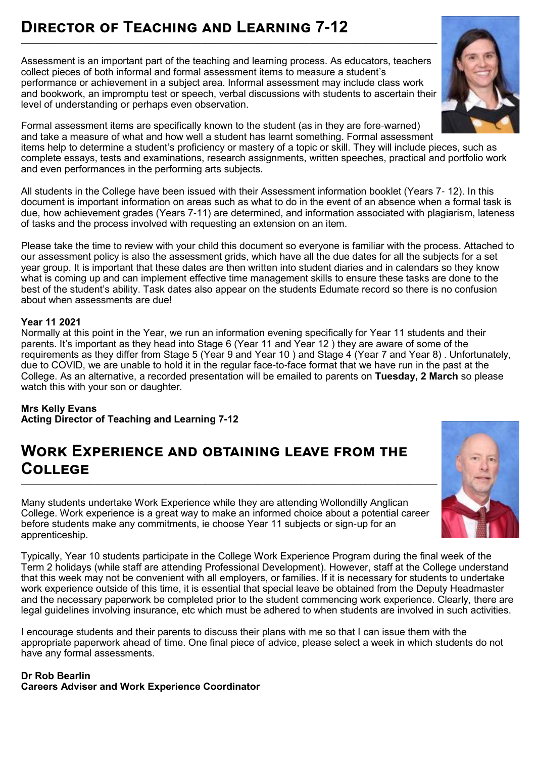## Director of Teaching and Learning 7-12

Assessment is an important part of the teaching and learning process. As educators, teachers collect pieces of both informal and formal assessment items to measure a student's performance or achievement in a subject area. Informal assessment may include class work and bookwork, an impromptu test or speech, verbal discussions with students to ascertain their level of understanding or perhaps even observation.

Formal assessment items are specifically known to the student (as in they are fore-warned) and take a measure of what and how well a student has learnt something. Formal assessment items help to determine a student's proficiency or mastery of a topic or skill. They will include pieces, such as complete essays, tests and examinations, research assignments, written speeches, practical and portfolio work and even performances in the performing arts subjects.

All students in the College have been issued with their Assessment information booklet (Years 7- 12). In this document is important information on areas such as what to do in the event of an absence when a formal task is due, how achievement grades (Years 7-11) are determined, and information associated with plagiarism, lateness of tasks and the process involved with requesting an extension on an item.

Please take the time to review with your child this document so everyone is familiar with the process. Attached to our assessment policy is also the assessment grids, which have all the due dates for all the subjects for a set year group. It is important that these dates are then written into student diaries and in calendars so they know what is coming up and can implement effective time management skills to ensure these tasks are done to the best of the student's ability. Task dates also appear on the students Edumate record so there is no confusion about when assessments are due!

**Year 11 2021**

Normally at this point in the Year, we run an information evening specifically for Year 11 students and their parents. It's important as they head into Stage 6 (Year 11 and Year 12 ) they are aware of some of the requirements as they differ from Stage 5 (Year 9 and Year 10 ) and Stage 4 (Year 7 and Year 8) . Unfortunately, due to COVID, we are unable to hold it in the regular face-to-face format that we have run in the past at the College. As an alternative, a recorded presentation will be emailed to parents on **Tuesday, 2 March** so please watch this with your son or daughter.

**Mrs Kelly Evans**
**Acting Director of Teaching and Learning 7-12**

## Work Experience and obtaining leave from the College

Many students undertake Work Experience while they are attending Wollondilly Anglican College. Work experience is a great way to make an informed choice about a potential career before students make any commitments, ie choose Year 11 subjects or sign-up for an apprenticeship.

Typically, Year 10 students participate in the College Work Experience Program during the final week of the Term 2 holidays (while staff are attending Professional Development). However, staff at the College understand that this week may not be convenient with all employers, or families. If it is necessary for students to undertake work experience outside of this time, it is essential that special leave be obtained from the Deputy Headmaster and the necessary paperwork be completed prior to the student commencing work experience. Clearly, there are legal guidelines involving insurance, etc which must be adhered to when students are involved in such activities.

I encourage students and their parents to discuss their plans with me so that I can issue them with the appropriate paperwork ahead of time. One final piece of advice, please select a week in which students do not have any formal assessments.

**Dr Rob Bearlin**
**Careers Adviser and Work Experience Coordinator**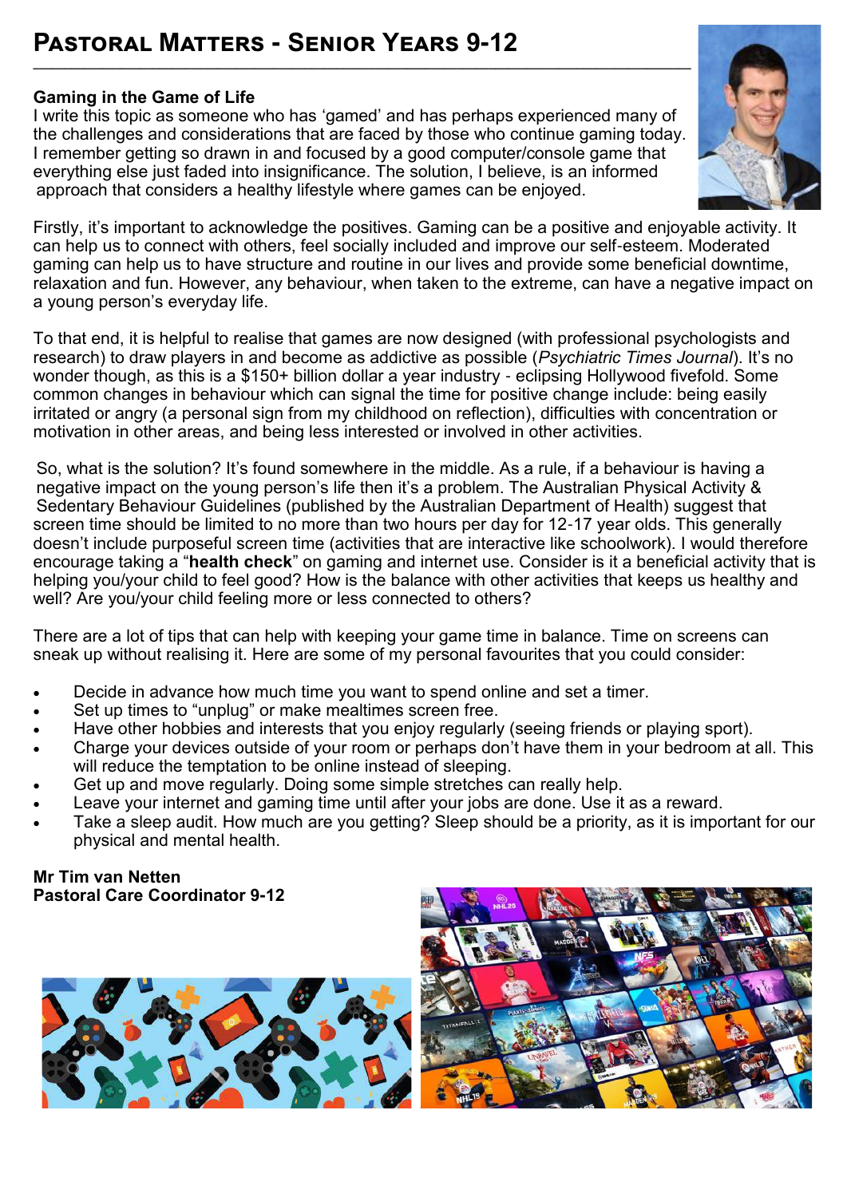# Pastoral Matters - Senior Years 9-12

### Gaming in the Game of Life

I write this topic as someone who has 'gamed' and has perhaps experienced many of the challenges and considerations that are faced by those who continue gaming today. I remember getting so drawn in and focused by a good computer/console game that everything else just faded into insignificance. The solution, I believe, is an informed approach that considers a healthy lifestyle where games can be enjoyed.

Firstly, it's important to acknowledge the positives. Gaming can be a positive and enjoyable activity. It can help us to connect with others, feel socially included and improve our self-esteem. Moderated gaming can help us to have structure and routine in our lives and provide some beneficial downtime, relaxation and fun. However, any behaviour, when taken to the extreme, can have a negative impact on a young person's everyday life.

To that end, it is helpful to realise that games are now designed (with professional psychologists and research) to draw players in and become as addictive as possible (*Psychiatric Times Journal*). It's no wonder though, as this is a $150+ billion dollar a year industry - eclipsing Hollywood fivefold. Some common changes in behaviour which can signal the time for positive change include: being easily irritated or angry (a personal sign from my childhood on reflection), difficulties with concentration or motivation in other areas, and being less interested or involved in other activities.

So, what is the solution? It's found somewhere in the middle. As a rule, if a behaviour is having a negative impact on the young person's life then it's a problem. The Australian Physical Activity & Sedentary Behaviour Guidelines (published by the Australian Department of Health) suggest that screen time should be limited to no more than two hours per day for 12-17 year olds. This generally doesn't include purposeful screen time (activities that are interactive like schoolwork). I would therefore encourage taking a "**health check**" on gaming and internet use. Consider is it a beneficial activity that is helping you/your child to feel good? How is the balance with other activities that keeps us healthy and well? Are you/your child feeling more or less connected to others?

There are a lot of tips that can help with keeping your game time in balance. Time on screens can sneak up without realising it. Here are some of my personal favourites that you could consider:

- Decide in advance how much time you want to spend online and set a timer.
- Set up times to "unplug" or make mealtimes screen free.
- Have other hobbies and interests that you enjoy regularly (seeing friends or playing sport).
- Charge your devices outside of your room or perhaps don't have them in your bedroom at all. This will reduce the temptation to be online instead of sleeping.
- Get up and move regularly. Doing some simple stretches can really help.
- Leave your internet and gaming time until after your jobs are done. Use it as a reward.
- Take a sleep audit. How much are you getting? Sleep should be a priority, as it is important for our physical and mental health.

**Mr Tim van Netten**
**Pastoral Care Coordinator 9-12**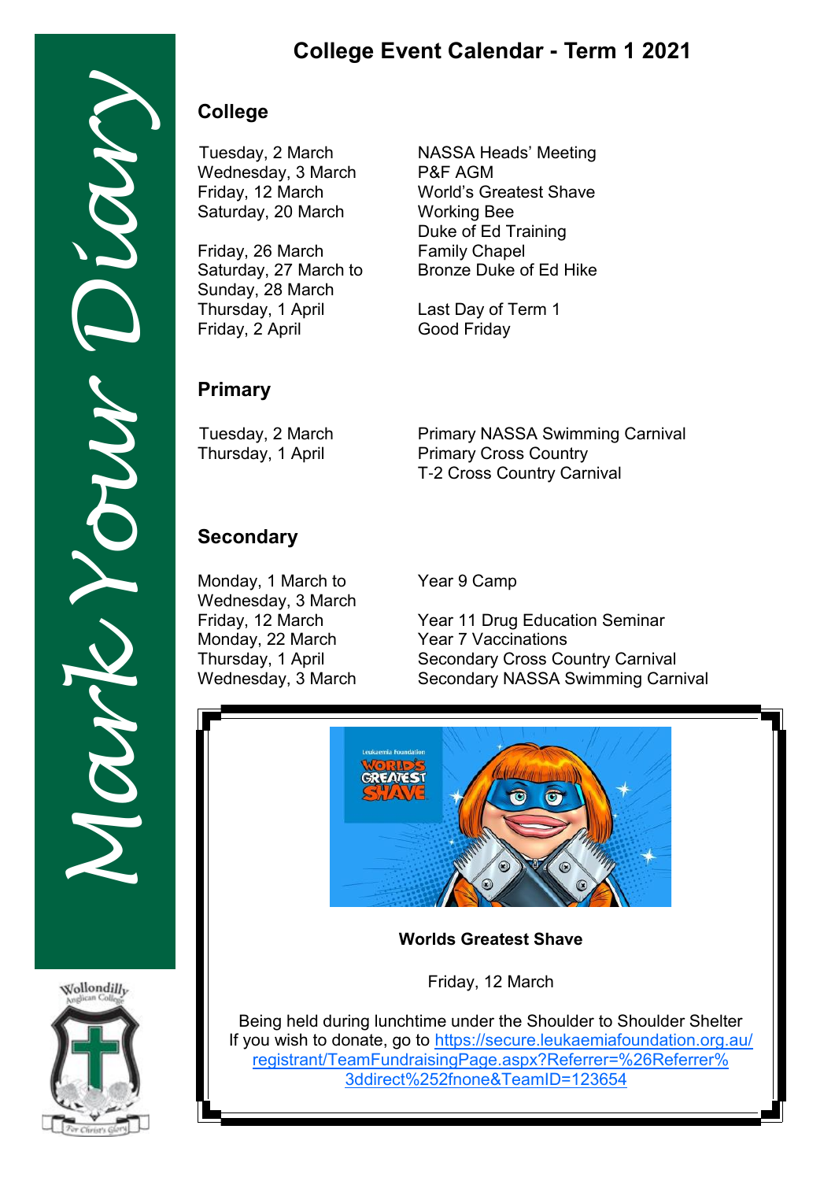Mark Your Diary

# College Event Calendar - Term 1 2021

## College

| Date | Event |
|---|---|
| Tuesday, 2 March | NASSA Heads' Meeting |
| Wednesday, 3 March | P&F AGM |
| Friday, 12 March | World's Greatest Shave |
| Saturday, 20 March | Working Bee |
| | Duke of Ed Training |
| Friday, 26 March | Family Chapel |
| Saturday, 27 March to Sunday, 28 March | Bronze Duke of Ed Hike |
| Thursday, 1 April | Last Day of Term 1 |
| Friday, 2 April | Good Friday |

## Primary

| Date | Event |
|---|---|
| Tuesday, 2 March | Primary NASSA Swimming Carnival |
| Thursday, 1 April | Primary Cross Country |
| | T-2 Cross Country Carnival |

## Secondary

| Date | Event |
|---|---|
| Monday, 1 March to Wednesday, 3 March | Year 9 Camp |
| Friday, 12 March | Year 11 Drug Education Seminar |
| Monday, 22 March | Year 7 Vaccinations |
| Thursday, 1 April | Secondary Cross Country Carnival |
| Wednesday, 3 March | Secondary NASSA Swimming Carnival |

**Worlds Greatest Shave**

Friday, 12 March

Being held during lunchtime under the Shoulder to Shoulder Shelter
If you wish to donate, go to https://secure.leukaemiafoundation.org.au/registrant/TeamFundraisingPage.aspx?Referrer=%26Referrer%3ddirect%252fnone&TeamID=123654

Wollondilly Anglican College
For Christ's Glory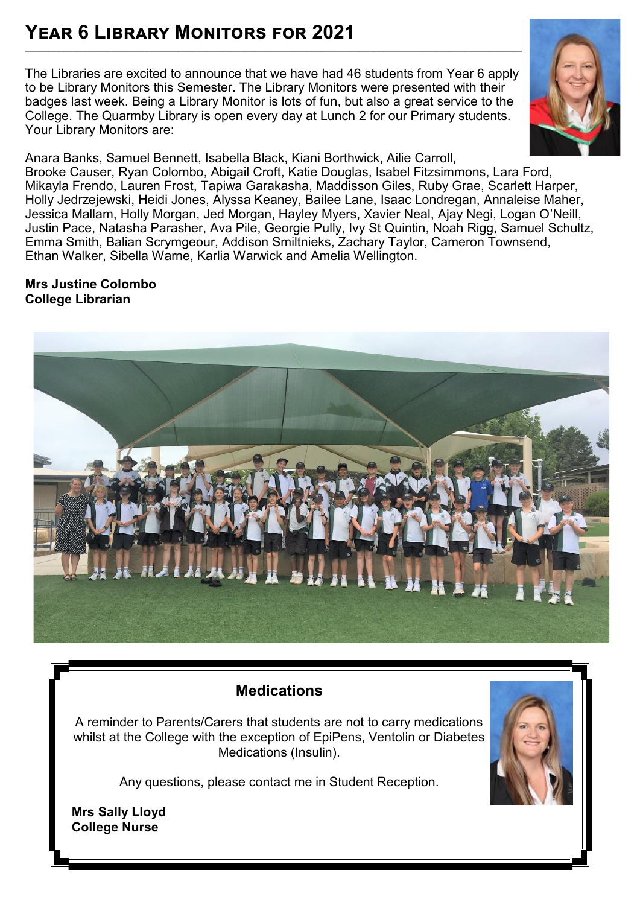## Year 6 Library Monitors for 2021

The Libraries are excited to announce that we have had 46 students from Year 6 apply to be Library Monitors this Semester. The Library Monitors were presented with their badges last week. Being a Library Monitor is lots of fun, but also a great service to the College. The Quarmby Library is open every day at Lunch 2 for our Primary students. Your Library Monitors are:

Anara Banks, Samuel Bennett, Isabella Black, Kiani Borthwick, Ailie Carroll, Brooke Causer, Ryan Colombo, Abigail Croft, Katie Douglas, Isabel Fitzsimmons, Lara Ford, Mikayla Frendo, Lauren Frost, Tapiwa Garakasha, Maddisson Giles, Ruby Grae, Scarlett Harper, Holly Jedrzejewski, Heidi Jones, Alyssa Keaney, Bailee Lane, Isaac Londregan, Annaleise Maher, Jessica Mallam, Holly Morgan, Jed Morgan, Hayley Myers, Xavier Neal, Ajay Negi, Logan O'Neill, Justin Pace, Natasha Parasher, Ava Pile, Georgie Pully, Ivy St Quintin, Noah Rigg, Samuel Schultz, Emma Smith, Balian Scrymgeour, Addison Smiltnieks, Zachary Taylor, Cameron Townsend, Ethan Walker, Sibella Warne, Karlia Warwick and Amelia Wellington.

**Mrs Justine Colombo**
**College Librarian**

### Medications

A reminder to Parents/Carers that students are not to carry medications whilst at the College with the exception of EpiPens, Ventolin or Diabetes Medications (Insulin).

Any questions, please contact me in Student Reception.

**Mrs Sally Lloyd**
**College Nurse**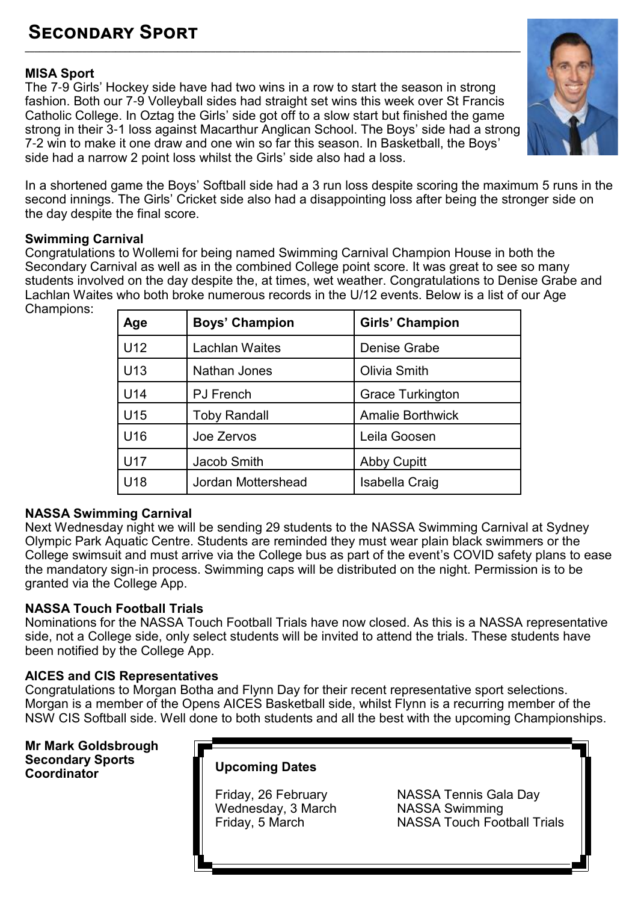# Secondary Sport

**MISA Sport**

The 7-9 Girls' Hockey side have had two wins in a row to start the season in strong fashion. Both our 7-9 Volleyball sides had straight set wins this week over St Francis Catholic College. In Oztag the Girls' side got off to a slow start but finished the game strong in their 3-1 loss against Macarthur Anglican School. The Boys' side had a strong 7-2 win to make it one draw and one win so far this season. In Basketball, the Boys' side had a narrow 2 point loss whilst the Girls' side also had a loss.

In a shortened game the Boys' Softball side had a 3 run loss despite scoring the maximum 5 runs in the second innings. The Girls' Cricket side also had a disappointing loss after being the stronger side on the day despite the final score.

**Swimming Carnival**

Congratulations to Wollemi for being named Swimming Carnival Champion House in both the Secondary Carnival as well as in the combined College point score. It was great to see so many students involved on the day despite the, at times, wet weather. Congratulations to Denise Grabe and Lachlan Waites who both broke numerous records in the U/12 events. Below is a list of our Age Champions:

| Age | Boys' Champion | Girls' Champion |
|---|---|---|
| U12 | Lachlan Waites | Denise Grabe |
| U13 | Nathan Jones | Olivia Smith |
| U14 | PJ French | Grace Turkington |
| U15 | Toby Randall | Amalie Borthwick |
| U16 | Joe Zervos | Leila Goosen |
| U17 | Jacob Smith | Abby Cupitt |
| U18 | Jordan Mottershead | Isabella Craig |

**NASSA Swimming Carnival**

Next Wednesday night we will be sending 29 students to the NASSA Swimming Carnival at Sydney Olympic Park Aquatic Centre. Students are reminded they must wear plain black swimmers or the College swimsuit and must arrive via the College bus as part of the event's COVID safety plans to ease the mandatory sign-in process. Swimming caps will be distributed on the night. Permission is to be granted via the College App.

**NASSA Touch Football Trials**

Nominations for the NASSA Touch Football Trials have now closed. As this is a NASSA representative side, not a College side, only select students will be invited to attend the trials. These students have been notified by the College App.

**AICES and CIS Representatives**

Congratulations to Morgan Botha and Flynn Day for their recent representative sport selections. Morgan is a member of the Opens AICES Basketball side, whilst Flynn is a recurring member of the NSW CIS Softball side. Well done to both students and all the best with the upcoming Championships.

**Mr Mark Goldsbrough**
**Secondary Sports Coordinator**

**Upcoming Dates**

| | |
|---|---|
| Friday, 26 February | NASSA Tennis Gala Day |
| Wednesday, 3 March | NASSA Swimming |
| Friday, 5 March | NASSA Touch Football Trials |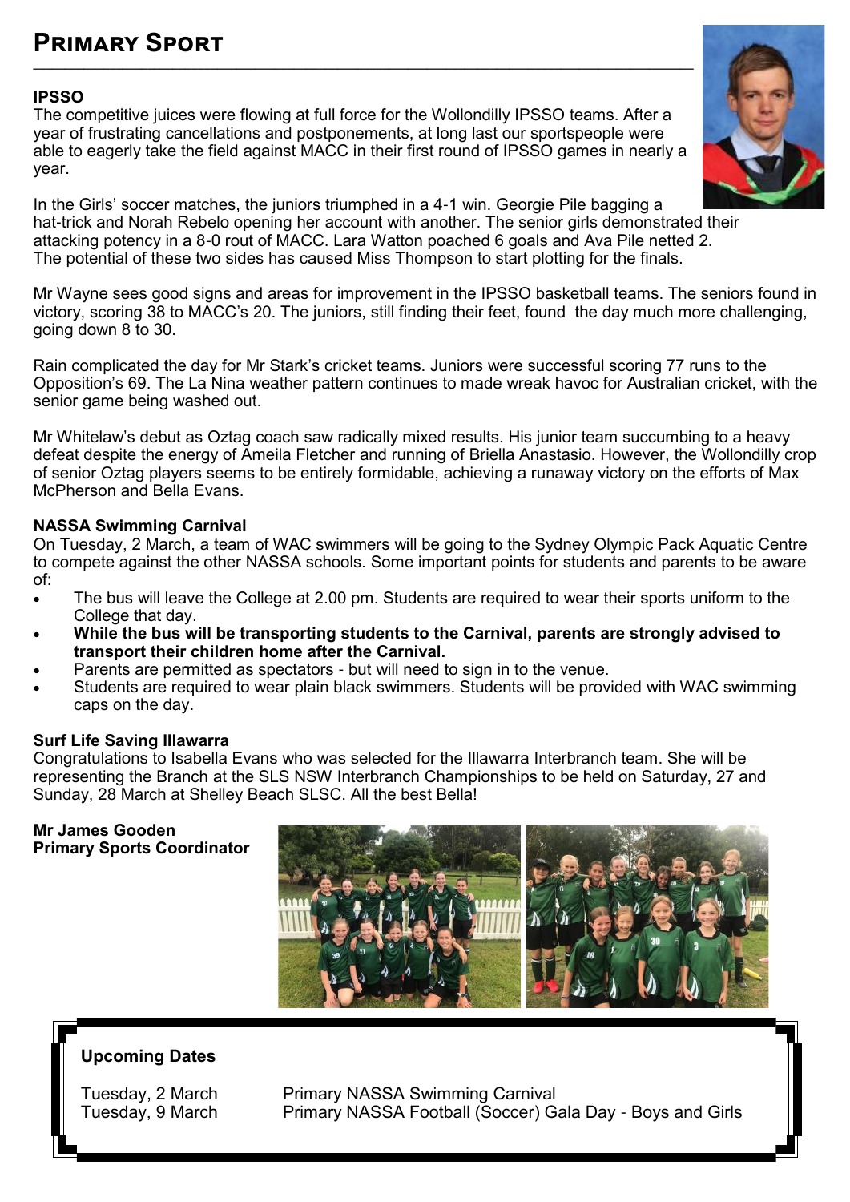# Primary Sport

### IPSSO

The competitive juices were flowing at full force for the Wollondilly IPSSO teams. After a year of frustrating cancellations and postponements, at long last our sportspeople were able to eagerly take the field against MACC in their first round of IPSSO games in nearly a year.

In the Girls' soccer matches, the juniors triumphed in a 4-1 win. Georgie Pile bagging a hat-trick and Norah Rebelo opening her account with another. The senior girls demonstrated their attacking potency in a 8-0 rout of MACC. Lara Watton poached 6 goals and Ava Pile netted 2. The potential of these two sides has caused Miss Thompson to start plotting for the finals.

Mr Wayne sees good signs and areas for improvement in the IPSSO basketball teams. The seniors found in victory, scoring 38 to MACC's 20. The juniors, still finding their feet, found the day much more challenging, going down 8 to 30.

Rain complicated the day for Mr Stark's cricket teams. Juniors were successful scoring 77 runs to the Opposition's 69. The La Nina weather pattern continues to made wreak havoc for Australian cricket, with the senior game being washed out.

Mr Whitelaw's debut as Oztag coach saw radically mixed results. His junior team succumbing to a heavy defeat despite the energy of Ameila Fletcher and running of Briella Anastasio. However, the Wollondilly crop of senior Oztag players seems to be entirely formidable, achieving a runaway victory on the efforts of Max McPherson and Bella Evans.

### NASSA Swimming Carnival

On Tuesday, 2 March, a team of WAC swimmers will be going to the Sydney Olympic Pack Aquatic Centre to compete against the other NASSA schools. Some important points for students and parents to be aware of:

- The bus will leave the College at 2.00 pm. Students are required to wear their sports uniform to the College that day.
- **While the bus will be transporting students to the Carnival, parents are strongly advised to transport their children home after the Carnival.**
- Parents are permitted as spectators - but will need to sign in to the venue.
- Students are required to wear plain black swimmers. Students will be provided with WAC swimming caps on the day.

### Surf Life Saving Illawarra

Congratulations to Isabella Evans who was selected for the Illawarra Interbranch team. She will be representing the Branch at the SLS NSW Interbranch Championships to be held on Saturday, 27 and Sunday, 28 March at Shelley Beach SLSC. All the best Bella!

**Mr James Gooden**
**Primary Sports Coordinator**

### Upcoming Dates

| | |
|---|---|
| Tuesday, 2 March | Primary NASSA Swimming Carnival |
| Tuesday, 9 March | Primary NASSA Football (Soccer) Gala Day - Boys and Girls |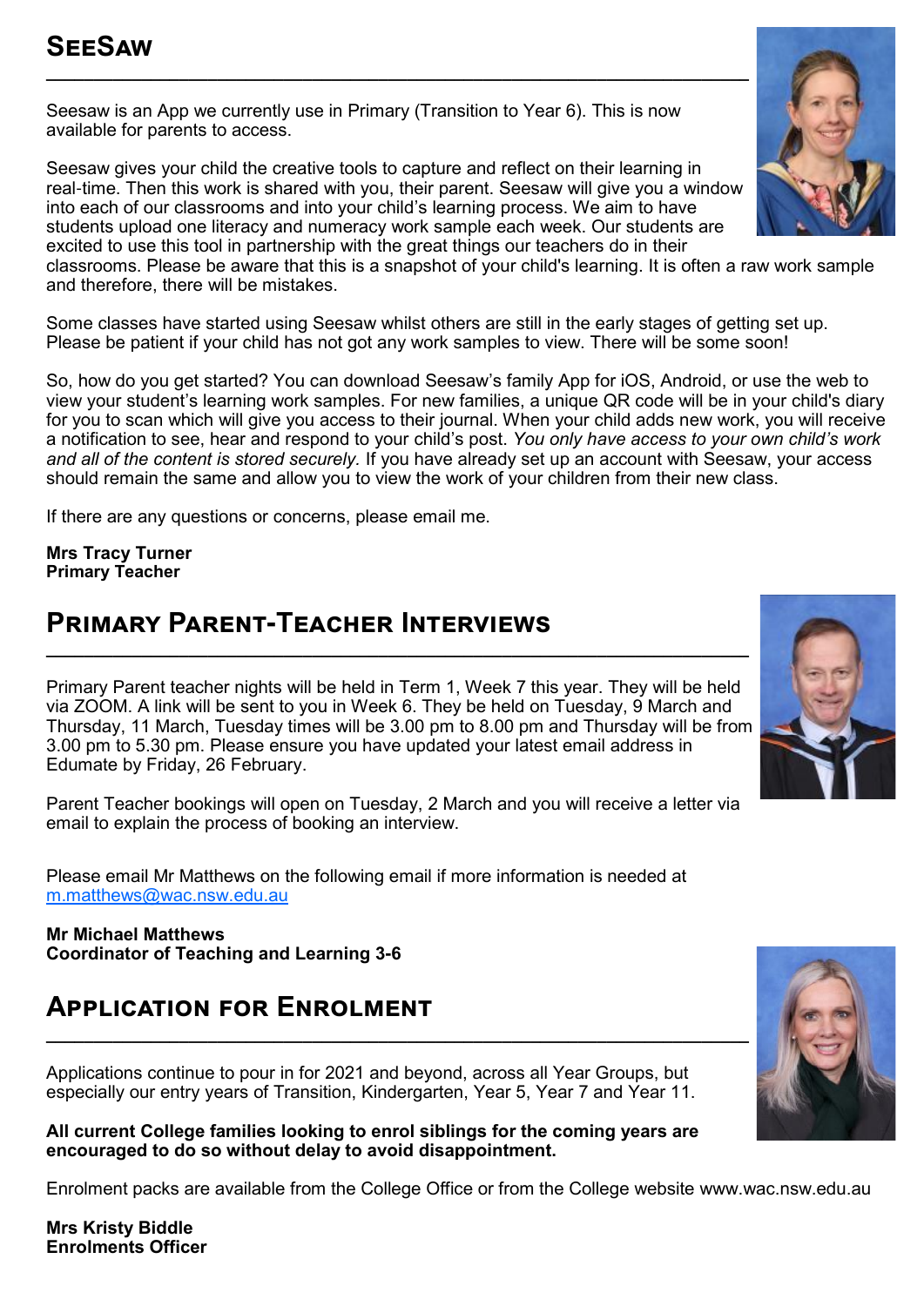## SeeSaw

Seesaw is an App we currently use in Primary (Transition to Year 6). This is now available for parents to access.

Seesaw gives your child the creative tools to capture and reflect on their learning in real-time. Then this work is shared with you, their parent. Seesaw will give you a window into each of our classrooms and into your child's learning process. We aim to have students upload one literacy and numeracy work sample each week. Our students are excited to use this tool in partnership with the great things our teachers do in their classrooms. Please be aware that this is a snapshot of your child's learning. It is often a raw work sample and therefore, there will be mistakes.

Some classes have started using Seesaw whilst others are still in the early stages of getting set up. Please be patient if your child has not got any work samples to view. There will be some soon!

So, how do you get started? You can download Seesaw's family App for iOS, Android, or use the web to view your student's learning work samples. For new families, a unique QR code will be in your child's diary for you to scan which will give you access to their journal. When your child adds new work, you will receive a notification to see, hear and respond to your child's post. *You only have access to your own child's work and all of the content is stored securely.* If you have already set up an account with Seesaw, your access should remain the same and allow you to view the work of your children from their new class.

If there are any questions or concerns, please email me.

**Mrs Tracy Turner**
**Primary Teacher**

## Primary Parent-Teacher Interviews

Primary Parent teacher nights will be held in Term 1, Week 7 this year. They will be held via ZOOM. A link will be sent to you in Week 6. They be held on Tuesday, 9 March and Thursday, 11 March, Tuesday times will be 3.00 pm to 8.00 pm and Thursday will be from 3.00 pm to 5.30 pm. Please ensure you have updated your latest email address in Edumate by Friday, 26 February.

Parent Teacher bookings will open on Tuesday, 2 March and you will receive a letter via email to explain the process of booking an interview.

Please email Mr Matthews on the following email if more information is needed at m.matthews@wac.nsw.edu.au

**Mr Michael Matthews**
**Coordinator of Teaching and Learning 3-6**

## Application for Enrolment

Applications continue to pour in for 2021 and beyond, across all Year Groups, but especially our entry years of Transition, Kindergarten, Year 5, Year 7 and Year 11.

**All current College families looking to enrol siblings for the coming years are encouraged to do so without delay to avoid disappointment.**

Enrolment packs are available from the College Office or from the College website www.wac.nsw.edu.au

**Mrs Kristy Biddle**
**Enrolments Officer**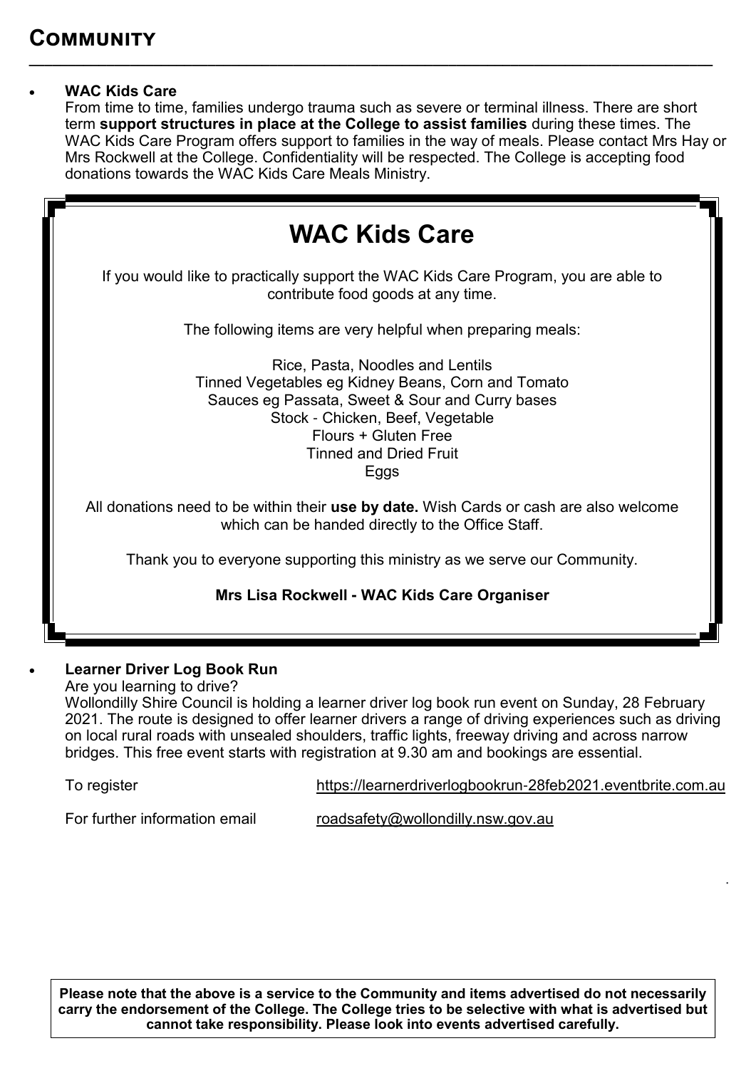# Community

- **WAC Kids Care**

  From time to time, families undergo trauma such as severe or terminal illness. There are short term **support structures in place at the College to assist families** during these times. The WAC Kids Care Program offers support to families in the way of meals. Please contact Mrs Hay or Mrs Rockwell at the College. Confidentiality will be respected. The College is accepting food donations towards the WAC Kids Care Meals Ministry.

## WAC Kids Care

If you would like to practically support the WAC Kids Care Program, you are able to contribute food goods at any time.

The following items are very helpful when preparing meals:

Rice, Pasta, Noodles and Lentils
Tinned Vegetables eg Kidney Beans, Corn and Tomato
Sauces eg Passata, Sweet & Sour and Curry bases
Stock - Chicken, Beef, Vegetable
Flours + Gluten Free
Tinned and Dried Fruit
Eggs

All donations need to be within their **use by date.** Wish Cards or cash are also welcome which can be handed directly to the Office Staff.

Thank you to everyone supporting this ministry as we serve our Community.

**Mrs Lisa Rockwell - WAC Kids Care Organiser**

- **Learner Driver Log Book Run**

  Are you learning to drive?

  Wollondilly Shire Council is holding a learner driver log book run event on Sunday, 28 February 2021. The route is designed to offer learner drivers a range of driving experiences such as driving on local rural roads with unsealed shoulders, traffic lights, freeway driving and across narrow bridges. This free event starts with registration at 9.30 am and bookings are essential.

  To register https://learnerdriverlogbookrun-28feb2021.eventbrite.com.au

  For further information email roadsafety@wollondilly.nsw.gov.au

**Please note that the above is a service to the Community and items advertised do not necessarily carry the endorsement of the College. The College tries to be selective with what is advertised but cannot take responsibility. Please look into events advertised carefully.**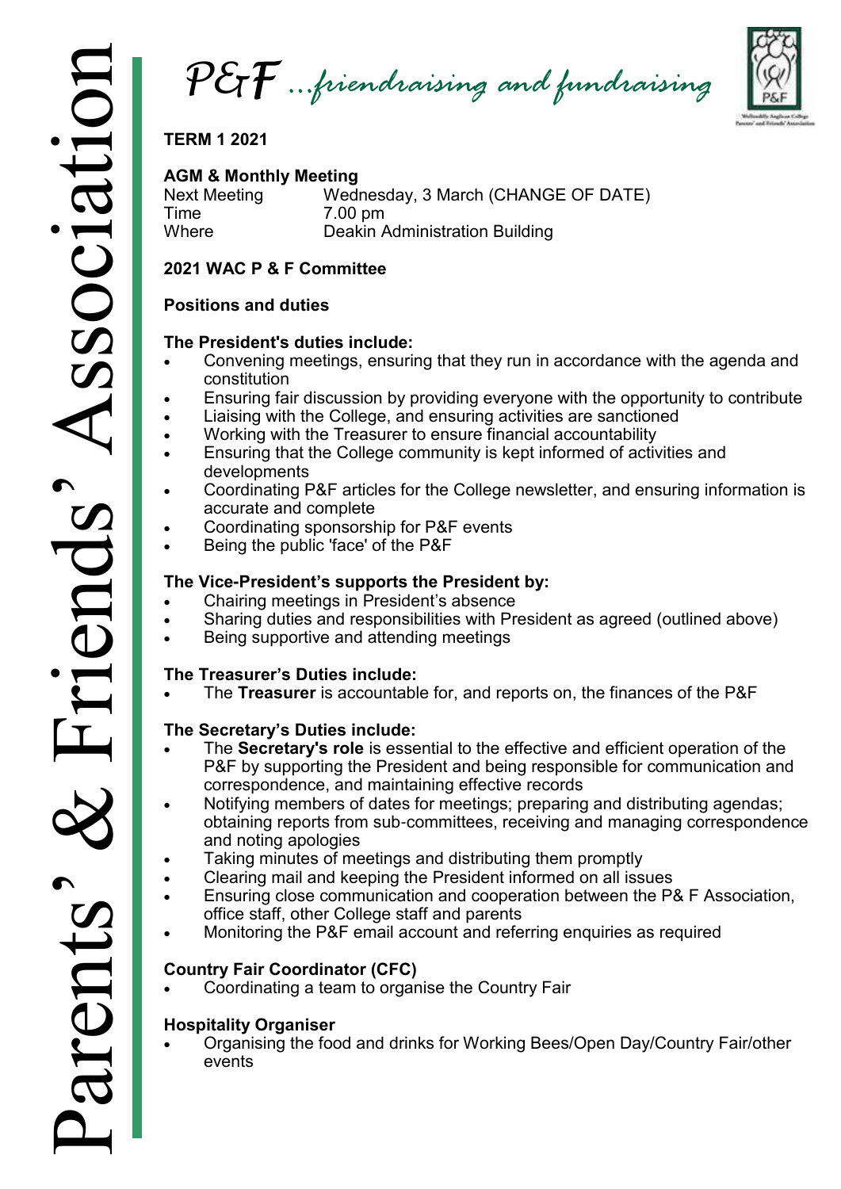# Parents' & Friends' Association

## P&F ...friendraising and fundraising

**TERM 1 2021**

**AGM & Monthly Meeting**

Next Meeting Wednesday, 3 March (CHANGE OF DATE)
Time 7.00 pm
Where Deakin Administration Building

**2021 WAC P & F Committee**

**Positions and duties**

**The President's duties include:**

- Convening meetings, ensuring that they run in accordance with the agenda and constitution
- Ensuring fair discussion by providing everyone with the opportunity to contribute
- Liaising with the College, and ensuring activities are sanctioned
- Working with the Treasurer to ensure financial accountability
- Ensuring that the College community is kept informed of activities and developments
- Coordinating P&F articles for the College newsletter, and ensuring information is accurate and complete
- Coordinating sponsorship for P&F events
- Being the public 'face' of the P&F

**The Vice-President's supports the President by:**

- Chairing meetings in President's absence
- Sharing duties and responsibilities with President as agreed (outlined above)
- Being supportive and attending meetings

**The Treasurer's Duties include:**

- The **Treasurer** is accountable for, and reports on, the finances of the P&F

**The Secretary's Duties include:**

- The **Secretary's role** is essential to the effective and efficient operation of the P&F by supporting the President and being responsible for communication and correspondence, and maintaining effective records
- Notifying members of dates for meetings; preparing and distributing agendas; obtaining reports from sub-committees, receiving and managing correspondence and noting apologies
- Taking minutes of meetings and distributing them promptly
- Clearing mail and keeping the President informed on all issues
- Ensuring close communication and cooperation between the P& F Association, office staff, other College staff and parents
- Monitoring the P&F email account and referring enquiries as required

**Country Fair Coordinator (CFC)**

- Coordinating a team to organise the Country Fair

**Hospitality Organiser**

- Organising the food and drinks for Working Bees/Open Day/Country Fair/other events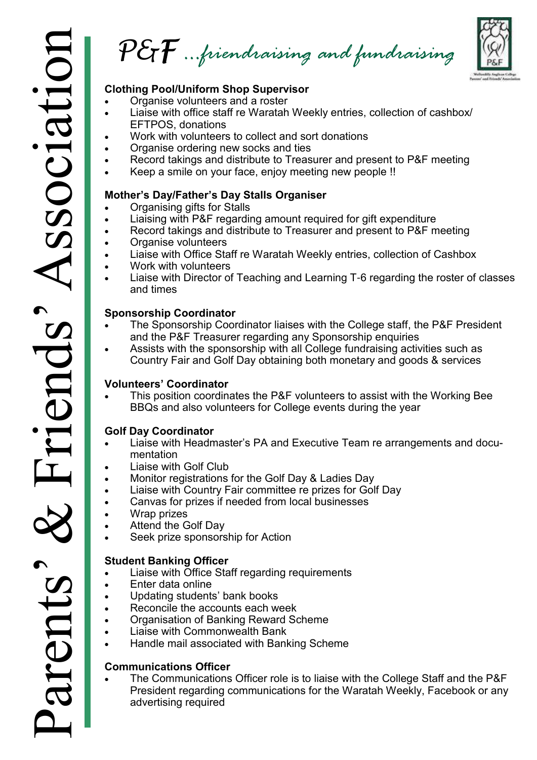*P&F ...friendraising and fundraising*

**Clothing Pool/Uniform Shop Supervisor**

- Organise volunteers and a roster
- Liaise with office staff re Waratah Weekly entries, collection of cashbox/ EFTPOS, donations
- Work with volunteers to collect and sort donations
- Organise ordering new socks and ties
- Record takings and distribute to Treasurer and present to P&F meeting
- Keep a smile on your face, enjoy meeting new people !!

**Mother's Day/Father's Day Stalls Organiser**

- Organising gifts for Stalls
- Liaising with P&F regarding amount required for gift expenditure
- Record takings and distribute to Treasurer and present to P&F meeting
- Organise volunteers
- Liaise with Office Staff re Waratah Weekly entries, collection of Cashbox
- Work with volunteers
- Liaise with Director of Teaching and Learning T-6 regarding the roster of classes and times

**Sponsorship Coordinator**

- The Sponsorship Coordinator liaises with the College staff, the P&F President and the P&F Treasurer regarding any Sponsorship enquiries
- Assists with the sponsorship with all College fundraising activities such as Country Fair and Golf Day obtaining both monetary and goods & services

**Volunteers' Coordinator**

- This position coordinates the P&F volunteers to assist with the Working Bee BBQs and also volunteers for College events during the year

**Golf Day Coordinator**

- Liaise with Headmaster's PA and Executive Team re arrangements and documentation
- Liaise with Golf Club
- Monitor registrations for the Golf Day & Ladies Day
- Liaise with Country Fair committee re prizes for Golf Day
- Canvas for prizes if needed from local businesses
- Wrap prizes
- Attend the Golf Day
- Seek prize sponsorship for Action

**Student Banking Officer**

- Liaise with Office Staff regarding requirements
- Enter data online
- Updating students' bank books
- Reconcile the accounts each week
- Organisation of Banking Reward Scheme
- Liaise with Commonwealth Bank
- Handle mail associated with Banking Scheme

**Communications Officer**

- The Communications Officer role is to liaise with the College Staff and the P&F President regarding communications for the Waratah Weekly, Facebook or any advertising required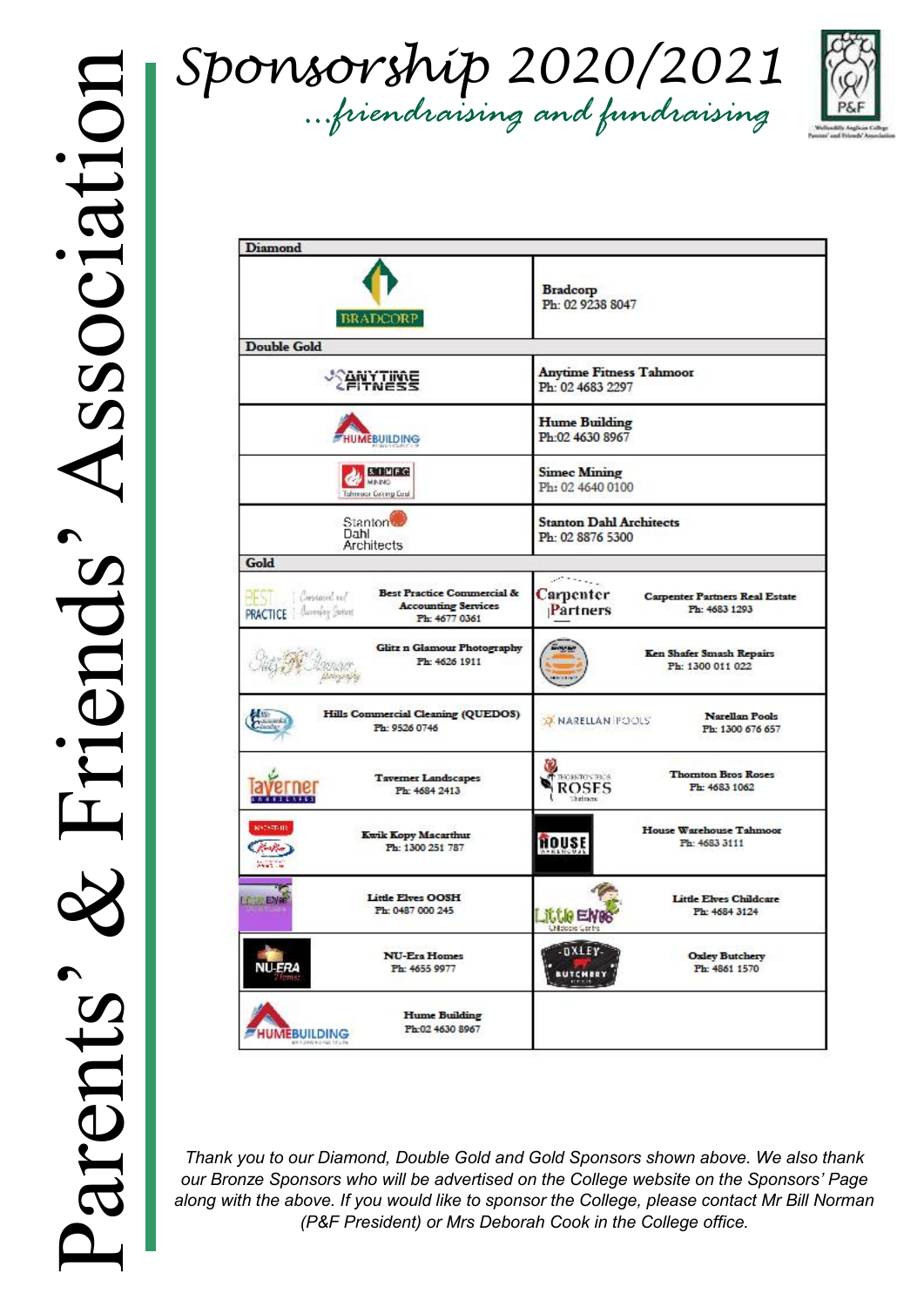# Parents' & Friends' Association

## Sponsorship 2020/2021

*...friendraising and fundraising*

P&F
Wollondilly Anglican College Parents' and Friends' Association

| Diamond | |
|---|---|
| BRADCORP | **Bradcorp** Ph: 02 9238 8047 |

| Double Gold | |
|---|---|
| ANYTIME FITNESS | **Anytime Fitness Tahmoor** Ph: 02 4683 2297 |
| HUMEBUILDING | **Hume Building** Ph:02 4630 8967 |
| SIMEC MINING Tahmoor Coking Coal | **Simec Mining** Ph: 02 4640 0100 |
| Stanton Dahl Architects | **Stanton Dahl Architects** Ph: 02 8876 5300 |

| Gold | |
|---|---|
| **Best Practice Commercial & Accounting Services** Ph: 4677 0361 | **Carpenter Partners Real Estate** Ph: 4683 1293 |
| **Glitz n Glamour Photography** Ph: 4626 1911 | **Ken Shafer Smash Repairs** Ph: 1300 011 022 |
| **Hills Commercial Cleaning (QUEDOS)** Ph: 9526 0746 | **Narellan Pools** Ph: 1300 676 657 |
| **Taverner Landscapes** Ph: 4684 2413 | **Thornton Bros Roses** Ph: 4683 1062 |
| **Kwik Kopy Macarthur** Ph: 1300 251 787 | **House Warehouse Tahmoor** Ph: 4683 3111 |
| **Little Elves OOSH** Ph: 0487 000 245 | **Little Elves Childcare** Ph: 4684 3124 |
| **NU-Era Homes** Ph: 4655 9977 | **Oxley Butchery** Ph: 4861 1570 |
| **Hume Building** Ph:02 4630 8967 | |

*Thank you to our Diamond, Double Gold and Gold Sponsors shown above. We also thank our Bronze Sponsors who will be advertised on the College website on the Sponsors' Page along with the above. If you would like to sponsor the College, please contact Mr Bill Norman (P&F President) or Mrs Deborah Cook in the College office.*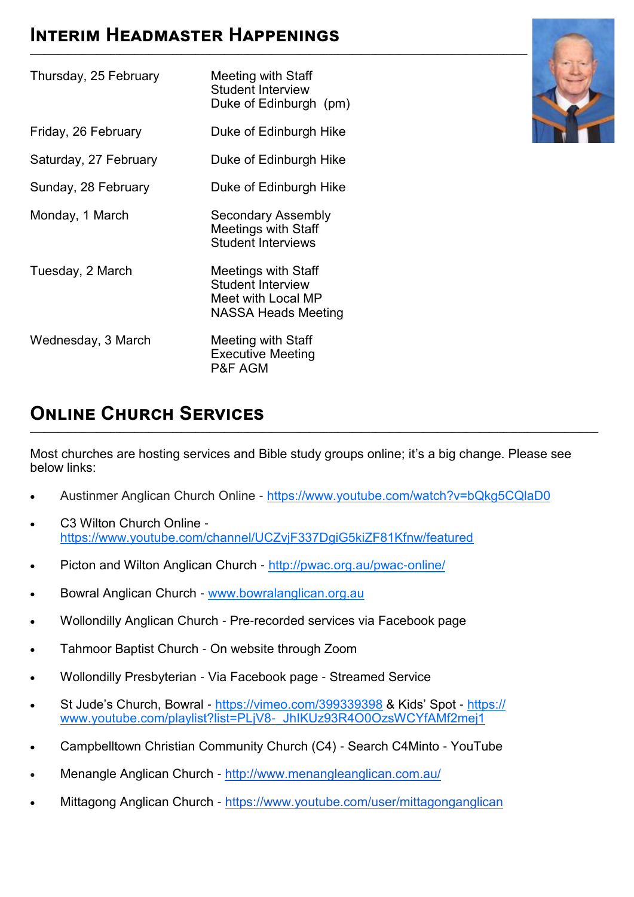## Interim Headmaster Happenings

| | |
|---|---|
| Thursday, 25 February | Meeting with Staff<br>Student Interview<br>Duke of Edinburgh (pm) |
| Friday, 26 February | Duke of Edinburgh Hike |
| Saturday, 27 February | Duke of Edinburgh Hike |
| Sunday, 28 February | Duke of Edinburgh Hike |
| Monday, 1 March | Secondary Assembly<br>Meetings with Staff<br>Student Interviews |
| Tuesday, 2 March | Meetings with Staff<br>Student Interview<br>Meet with Local MP<br>NASSA Heads Meeting |
| Wednesday, 3 March | Meeting with Staff<br>Executive Meeting<br>P&F AGM |

## Online Church Services

Most churches are hosting services and Bible study groups online; it's a big change. Please see below links:

- Austinmer Anglican Church Online - https://www.youtube.com/watch?v=bQkg5CQlaD0
- C3 Wilton Church Online - https://www.youtube.com/channel/UCZvjF337DgiG5kiZF81Kfnw/featured
- Picton and Wilton Anglican Church - http://pwac.org.au/pwac-online/
- Bowral Anglican Church - www.bowralanglican.org.au
- Wollondilly Anglican Church - Pre-recorded services via Facebook page
- Tahmoor Baptist Church - On website through Zoom
- Wollondilly Presbyterian - Via Facebook page - Streamed Service
- St Jude's Church, Bowral - https://vimeo.com/399339398 & Kids' Spot - https://www.youtube.com/playlist?list=PLjV8-_JhIKUz93R4O0OzsWCYfAMf2mej1
- Campbelltown Christian Community Church (C4) - Search C4Minto - YouTube
- Menangle Anglican Church - http://www.menangleanglican.com.au/
- Mittagong Anglican Church - https://www.youtube.com/user/mittagonganglican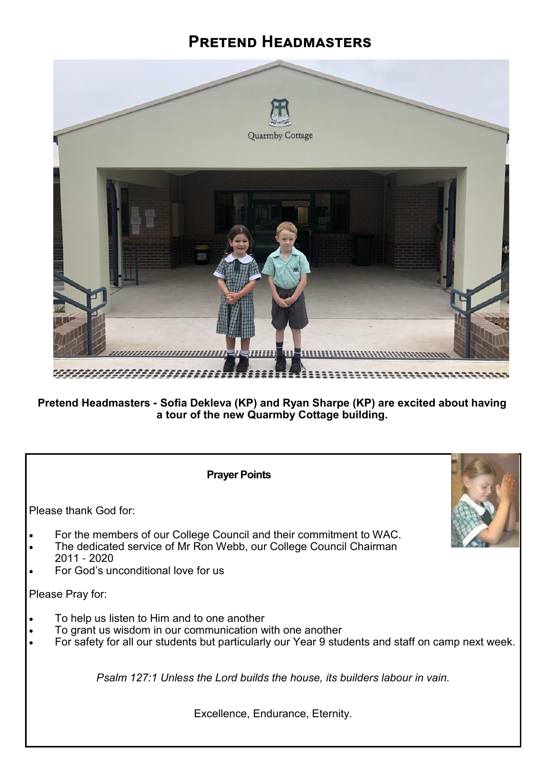# Pretend Headmasters

**Pretend Headmasters - Sofia Dekleva (KP) and Ryan Sharpe (KP) are excited about having a tour of the new Quarmby Cottage building.**

**Prayer Points**

Please thank God for:

- For the members of our College Council and their commitment to WAC.
- The dedicated service of Mr Ron Webb, our College Council Chairman 2011 - 2020
- For God's unconditional love for us

Please Pray for:

- To help us listen to Him and to one another
- To grant us wisdom in our communication with one another
- For safety for all our students but particularly our Year 9 students and staff on camp next week.

*Psalm 127:1 Unless the Lord builds the house, its builders labour in vain.*

Excellence, Endurance, Eternity.